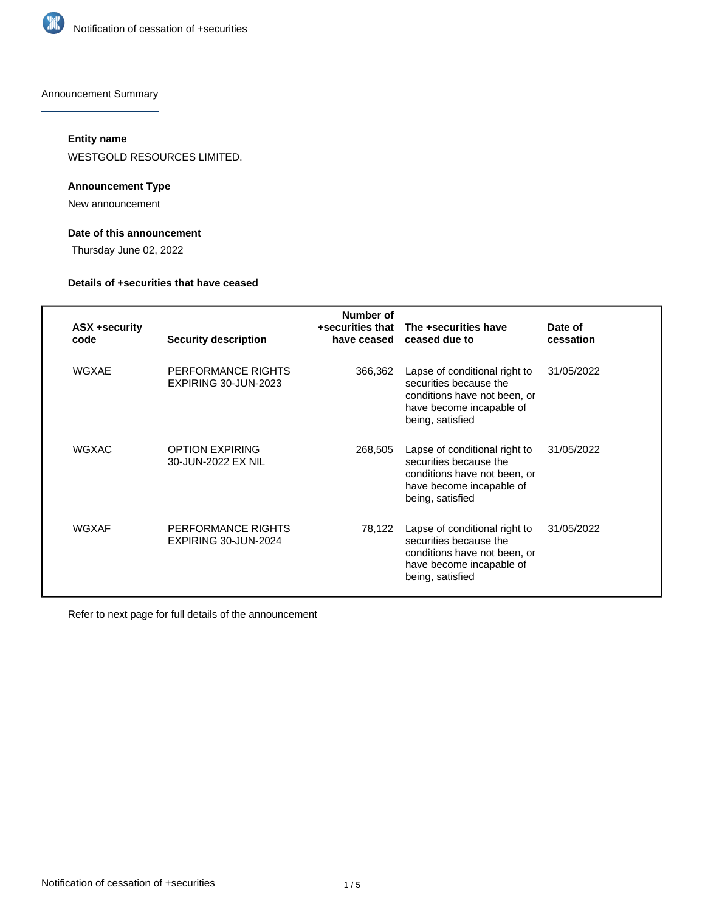Announcement Summary

#### Entity name

WESTGOLD RESOURCES LIMITED.

#### Announcement Type

New announcement

#### Date of this announcement

Thursday June 02, 2022

#### Details of +securities that have ceased

| ASX +security code | Security description | Number of +securities that have ceased | The +securities have ceased due to | Date of cessation |
|---|---|---|---|---|
| WGXAE | PERFORMANCE RIGHTS EXPIRING 30-JUN-2023 | 366,362 | Lapse of conditional right to securities because the conditions have not been, or have become incapable of being, satisfied | 31/05/2022 |
| WGXAC | OPTION EXPIRING 30-JUN-2022 EX NIL | 268,505 | Lapse of conditional right to securities because the conditions have not been, or have become incapable of being, satisfied | 31/05/2022 |
| WGXAF | PERFORMANCE RIGHTS EXPIRING 30-JUN-2024 | 78,122 | Lapse of conditional right to securities because the conditions have not been, or have become incapable of being, satisfied | 31/05/2022 |

Refer to next page for full details of the announcement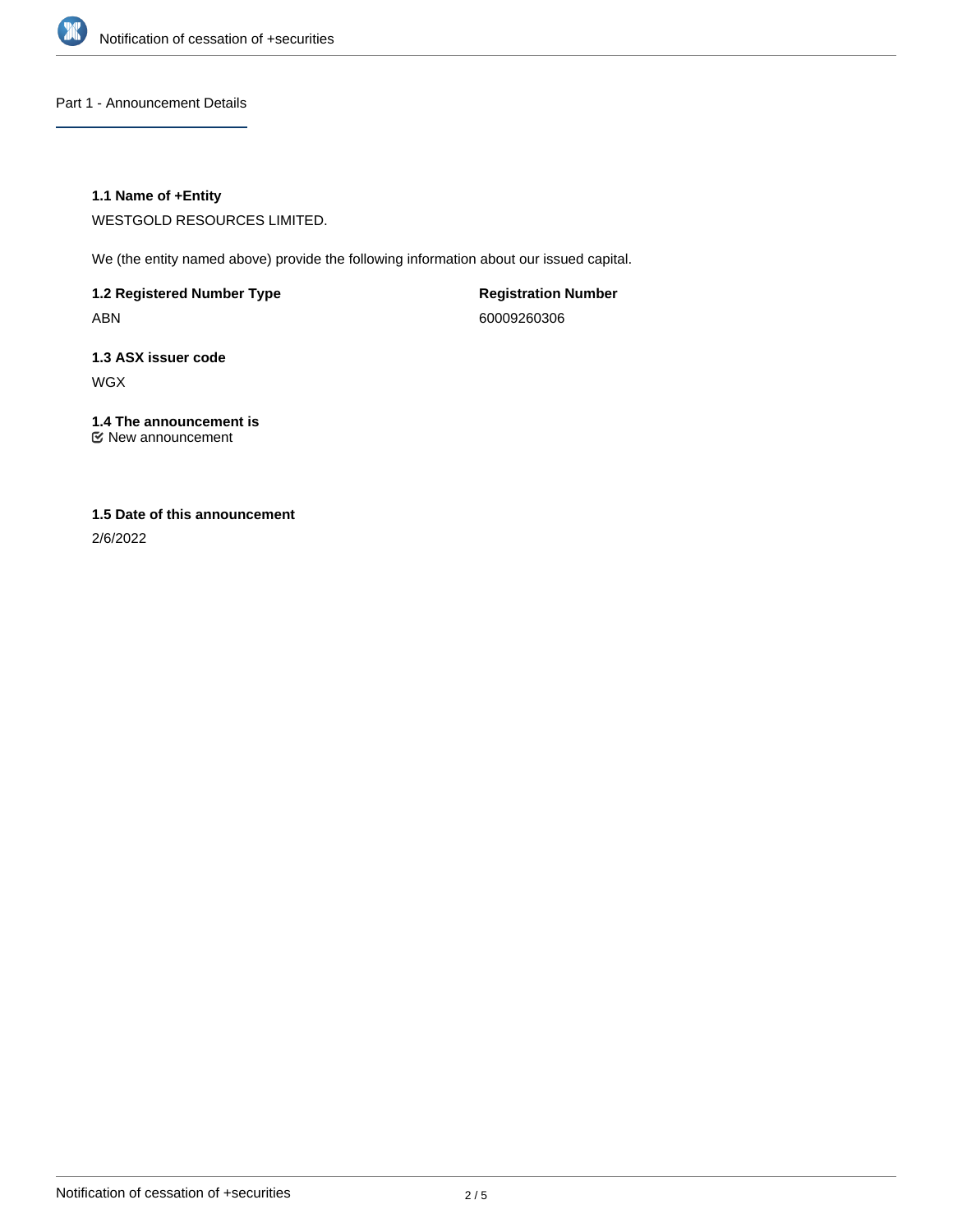## Part 1 - Announcement Details

**1.1 Name of +Entity**

WESTGOLD RESOURCES LIMITED.

We (the entity named above) provide the following information about our issued capital.

**1.2 Registered Number Type**

ABN

**Registration Number**

60009260306

**1.3 ASX issuer code**

WGX

**1.4 The announcement is**

☑ New announcement

**1.5 Date of this announcement**

2/6/2022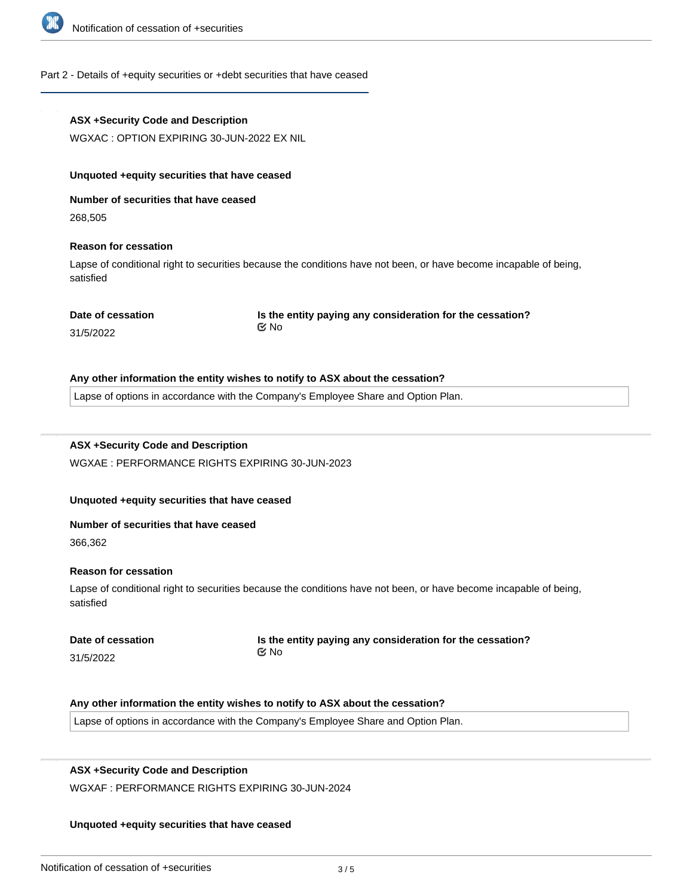## Part 2 - Details of +equity securities or +debt securities that have ceased

**ASX +Security Code and Description**

WGXAC : OPTION EXPIRING 30-JUN-2022 EX NIL

**Unquoted +equity securities that have ceased**

**Number of securities that have ceased**

268,505

**Reason for cessation**

Lapse of conditional right to securities because the conditions have not been, or have become incapable of being, satisfied

**Date of cessation**

31/5/2022

**Is the entity paying any consideration for the cessation?**

No

**Any other information the entity wishes to notify to ASX about the cessation?**

Lapse of options in accordance with the Company's Employee Share and Option Plan.

---

**ASX +Security Code and Description**

WGXAE : PERFORMANCE RIGHTS EXPIRING 30-JUN-2023

**Unquoted +equity securities that have ceased**

**Number of securities that have ceased**

366,362

**Reason for cessation**

Lapse of conditional right to securities because the conditions have not been, or have become incapable of being, satisfied

**Date of cessation**

31/5/2022

**Is the entity paying any consideration for the cessation?**

No

**Any other information the entity wishes to notify to ASX about the cessation?**

Lapse of options in accordance with the Company's Employee Share and Option Plan.

---

**ASX +Security Code and Description**

WGXAF : PERFORMANCE RIGHTS EXPIRING 30-JUN-2024

**Unquoted +equity securities that have ceased**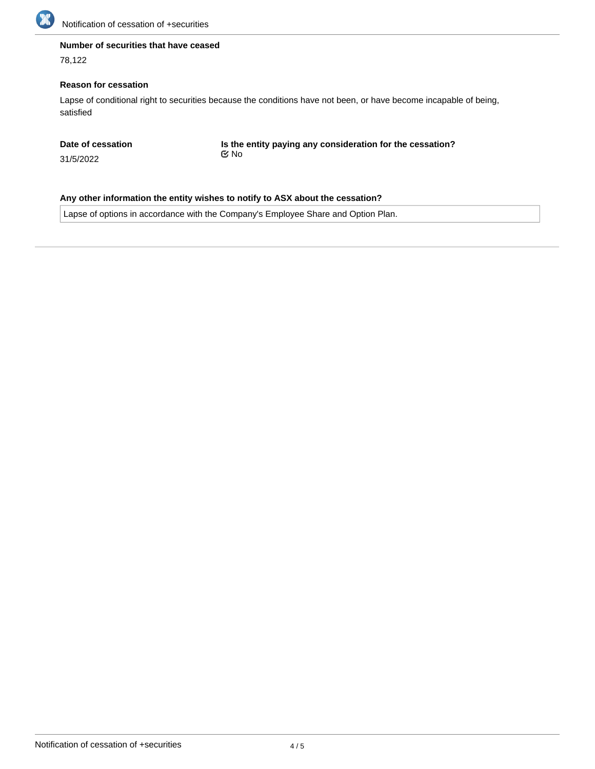**Number of securities that have ceased**

78,122

**Reason for cessation**

Lapse of conditional right to securities because the conditions have not been, or have become incapable of being, satisfied

**Date of cessation**

31/5/2022

**Is the entity paying any consideration for the cessation?**

☑ No

**Any other information the entity wishes to notify to ASX about the cessation?**

Lapse of options in accordance with the Company's Employee Share and Option Plan.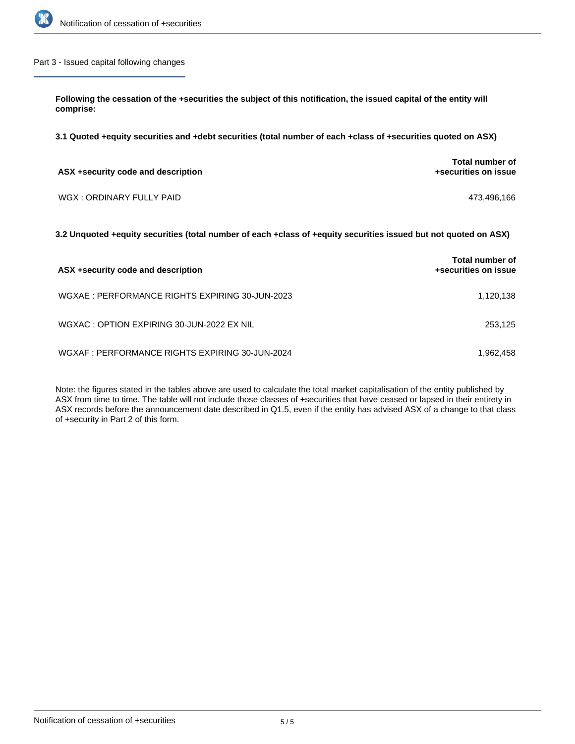## Part 3 - Issued capital following changes

**Following the cessation of the +securities the subject of this notification, the issued capital of the entity will comprise:**

**3.1 Quoted +equity securities and +debt securities (total number of each +class of +securities quoted on ASX)**

| ASX +security code and description | Total number of +securities on issue |
| --- | --- |
| WGX : ORDINARY FULLY PAID | 473,496,166 |

**3.2 Unquoted +equity securities (total number of each +class of +equity securities issued but not quoted on ASX)**

| ASX +security code and description | Total number of +securities on issue |
| --- | --- |
| WGXAE : PERFORMANCE RIGHTS EXPIRING 30-JUN-2023 | 1,120,138 |
| WGXAC : OPTION EXPIRING 30-JUN-2022 EX NIL | 253,125 |
| WGXAF : PERFORMANCE RIGHTS EXPIRING 30-JUN-2024 | 1,962,458 |

Note: the figures stated in the tables above are used to calculate the total market capitalisation of the entity published by ASX from time to time. The table will not include those classes of +securities that have ceased or lapsed in their entirety in ASX records before the announcement date described in Q1.5, even if the entity has advised ASX of a change to that class of +security in Part 2 of this form.